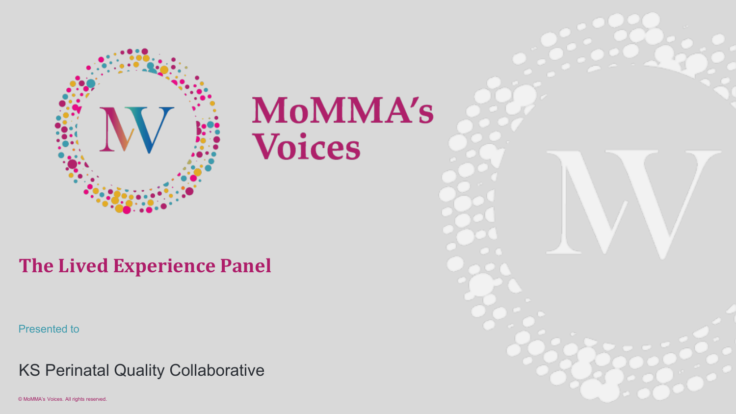# MoMMA's Voices

## The Lived Experience Panel

Presented to

KS Perinatal Quality Collaborative

© MoMMA's Voices. All rights reserved.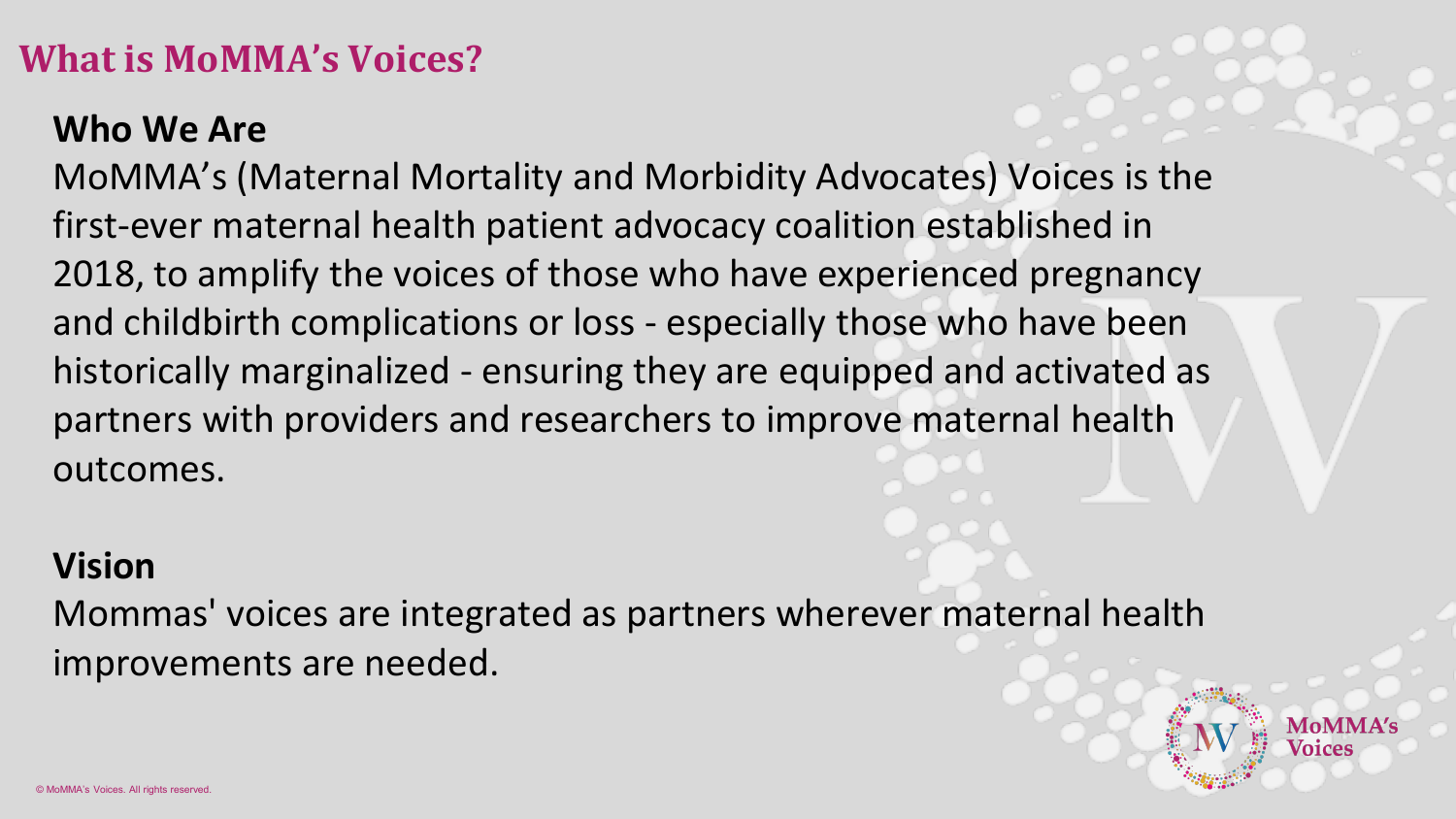# What is MoMMA's Voices?

## Who We Are

MoMMA's (Maternal Mortality and Morbidity Advocates) Voices is the first-ever maternal health patient advocacy coalition established in 2018, to amplify the voices of those who have experienced pregnancy and childbirth complications or loss - especially those who have been historically marginalized - ensuring they are equipped and activated as partners with providers and researchers to improve maternal health outcomes.

## Vision

Mommas' voices are integrated as partners wherever maternal health improvements are needed.

© MoMMA's Voices. All rights reserved.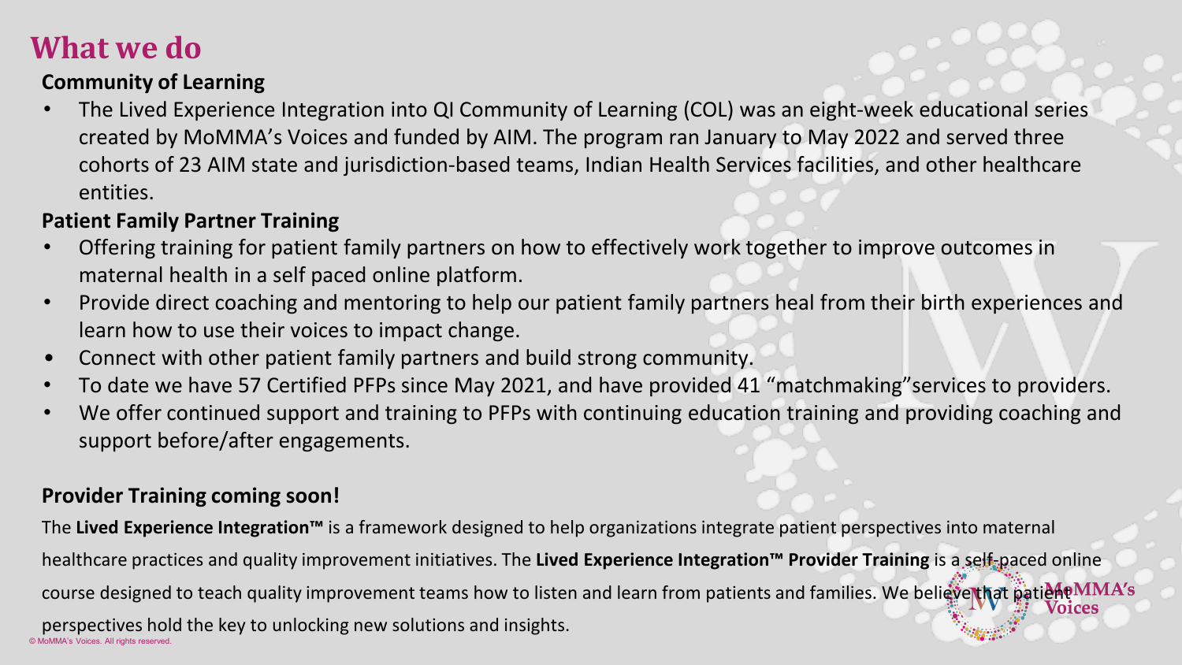# What we do

### Community of Learning

- The Lived Experience Integration into QI Community of Learning (COL) was an eight-week educational series created by MoMMA's Voices and funded by AIM. The program ran January to May 2022 and served three cohorts of 23 AIM state and jurisdiction-based teams, Indian Health Services facilities, and other healthcare entities.

### Patient Family Partner Training

- Offering training for patient family partners on how to effectively work together to improve outcomes in maternal health in a self paced online platform.
- Provide direct coaching and mentoring to help our patient family partners heal from their birth experiences and learn how to use their voices to impact change.
- Connect with other patient family partners and build strong community.
- To date we have 57 Certified PFPs since May 2021, and have provided 41 "matchmaking"services to providers.
- We offer continued support and training to PFPs with continuing education training and providing coaching and support before/after engagements.

### Provider Training coming soon!

The **Lived Experience Integration™** is a framework designed to help organizations integrate patient perspectives into maternal healthcare practices and quality improvement initiatives. The **Lived Experience Integration™ Provider Training** is a self-paced online course designed to teach quality improvement teams how to listen and learn from patients and families. We believe that patient perspectives hold the key to unlocking new solutions and insights.

MoMMA's Voices

© MoMMA's Voices. All rights reserved.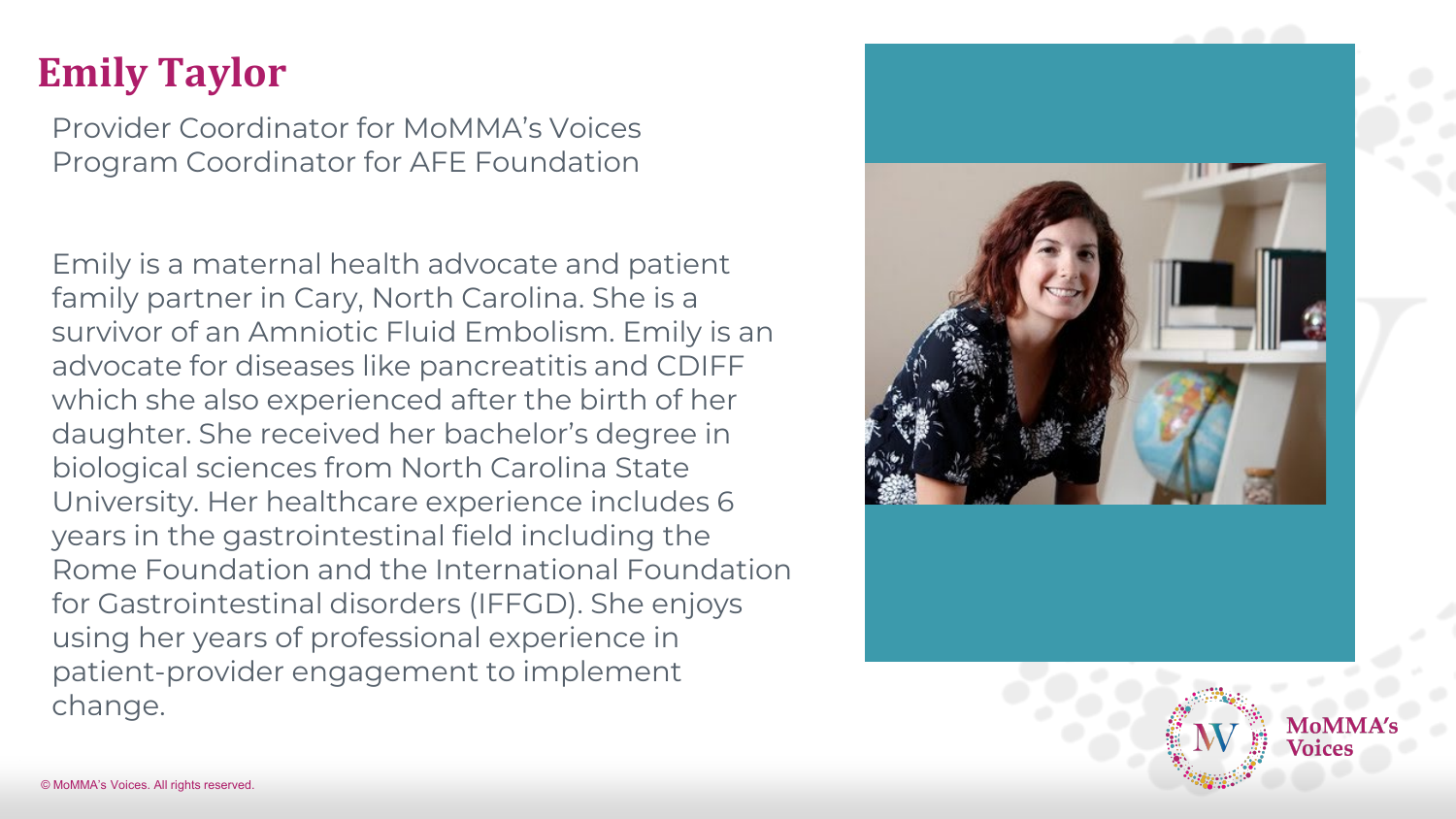# Emily Taylor

Provider Coordinator for MoMMA's Voices
Program Coordinator for AFE Foundation

Emily is a maternal health advocate and patient family partner in Cary, North Carolina. She is a survivor of an Amniotic Fluid Embolism. Emily is an advocate for diseases like pancreatitis and CDIFF which she also experienced after the birth of her daughter. She received her bachelor's degree in biological sciences from North Carolina State University. Her healthcare experience includes 6 years in the gastrointestinal field including the Rome Foundation and the International Foundation for Gastrointestinal disorders (IFFGD). She enjoys using her years of professional experience in patient-provider engagement to implement change.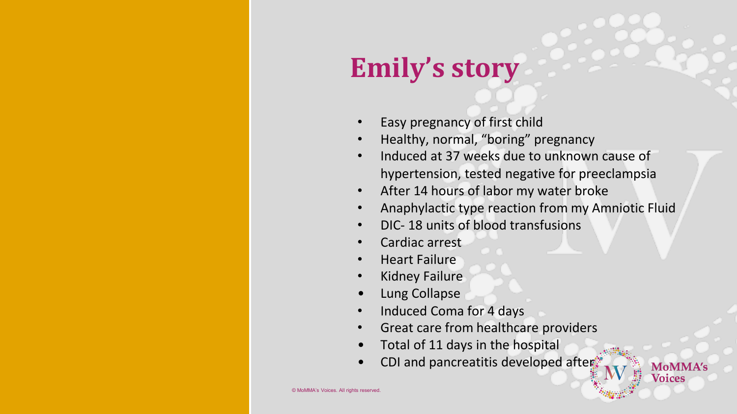# Emily's story

- Easy pregnancy of first child
- Healthy, normal, "boring" pregnancy
- Induced at 37 weeks due to unknown cause of hypertension, tested negative for preeclampsia
- After 14 hours of labor my water broke
- Anaphylactic type reaction from my Amniotic Fluid
- DIC- 18 units of blood transfusions
- Cardiac arrest
- Heart Failure
- Kidney Failure
- Lung Collapse
- Induced Coma for 4 days
- Great care from healthcare providers
- Total of 11 days in the hospital
- CDI and pancreatitis developed after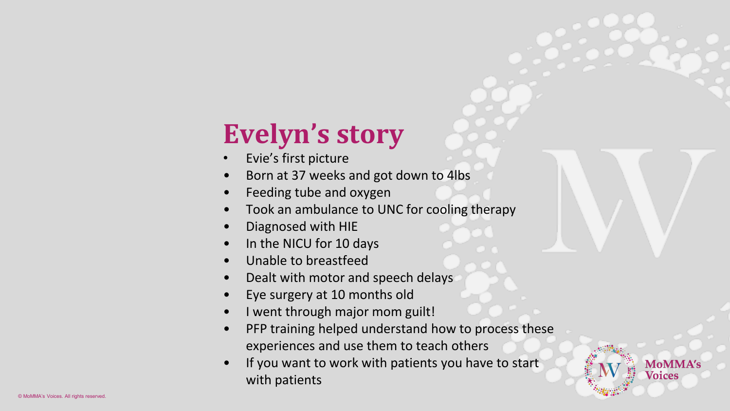# Evelyn's story

- Evie's first picture
- Born at 37 weeks and got down to 4lbs
- Feeding tube and oxygen
- Took an ambulance to UNC for cooling therapy
- Diagnosed with HIE
- In the NICU for 10 days
- Unable to breastfeed
- Dealt with motor and speech delays
- Eye surgery at 10 months old
- I went through major mom guilt!
- PFP training helped understand how to process these experiences and use them to teach others
- If you want to work with patients you have to start with patients

MoMMA's Voices

© MoMMA's Voices. All rights reserved.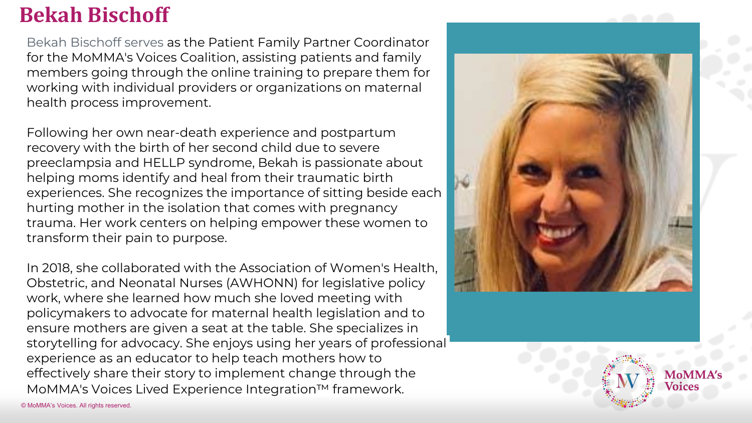# Bekah Bischoff

Bekah Bischoff serves as the Patient Family Partner Coordinator for the MoMMA's Voices Coalition, assisting patients and family members going through the online training to prepare them for working with individual providers or organizations on maternal health process improvement.

Following her own near-death experience and postpartum recovery with the birth of her second child due to severe preeclampsia and HELLP syndrome, Bekah is passionate about helping moms identify and heal from their traumatic birth experiences. She recognizes the importance of sitting beside each hurting mother in the isolation that comes with pregnancy trauma. Her work centers on helping empower these women to transform their pain to purpose.

In 2018, she collaborated with the Association of Women's Health, Obstetric, and Neonatal Nurses (AWHONN) for legislative policy work, where she learned how much she loved meeting with policymakers to advocate for maternal health legislation and to ensure mothers are given a seat at the table. She specializes in storytelling for advocacy. She enjoys using her years of professional experience as an educator to help teach mothers how to effectively share their story to implement change through the MoMMA's Voices Lived Experience Integration™ framework.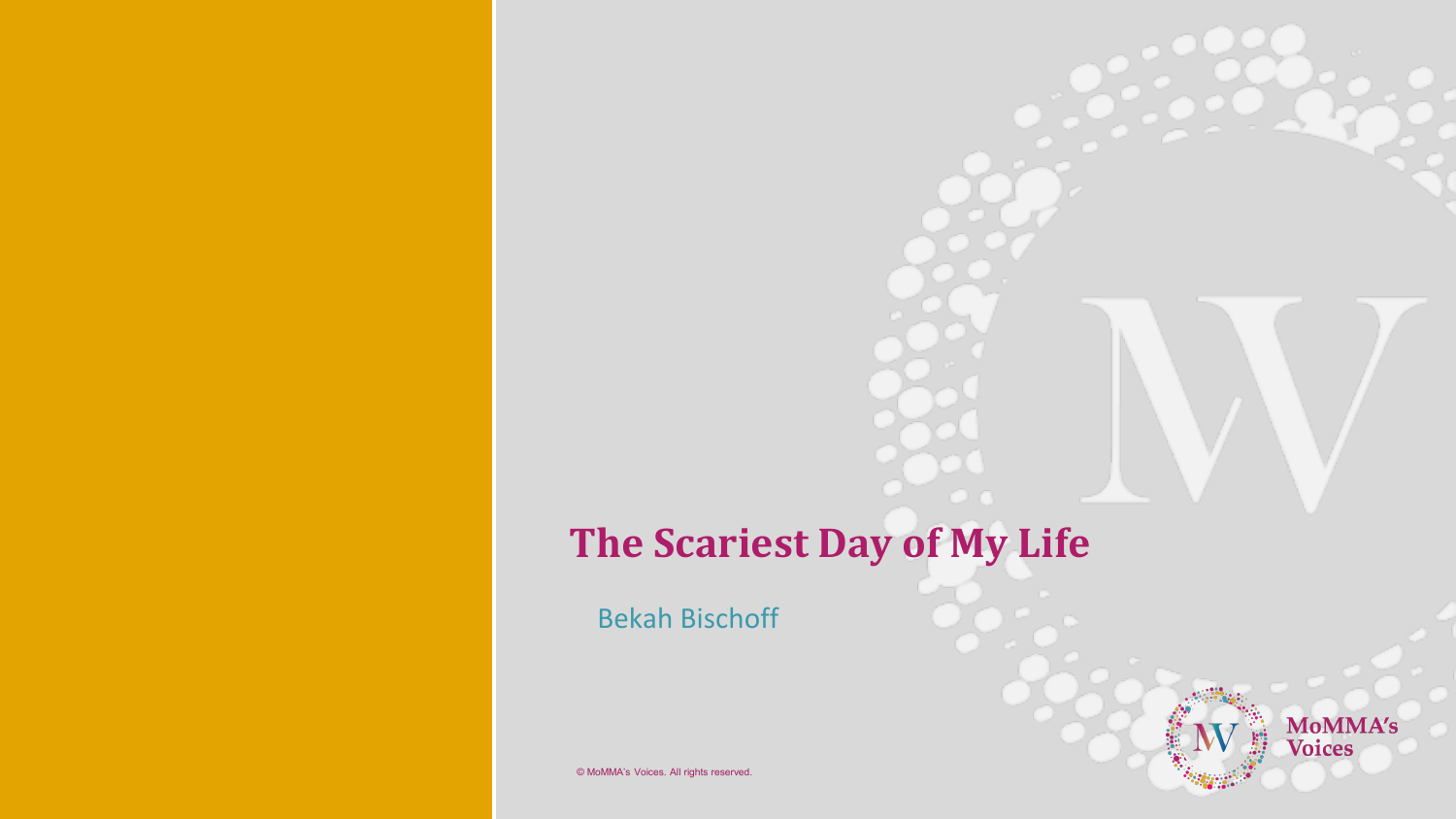# The Scariest Day of My Life

Bekah Bischoff

© MoMMA's Voices. All rights reserved.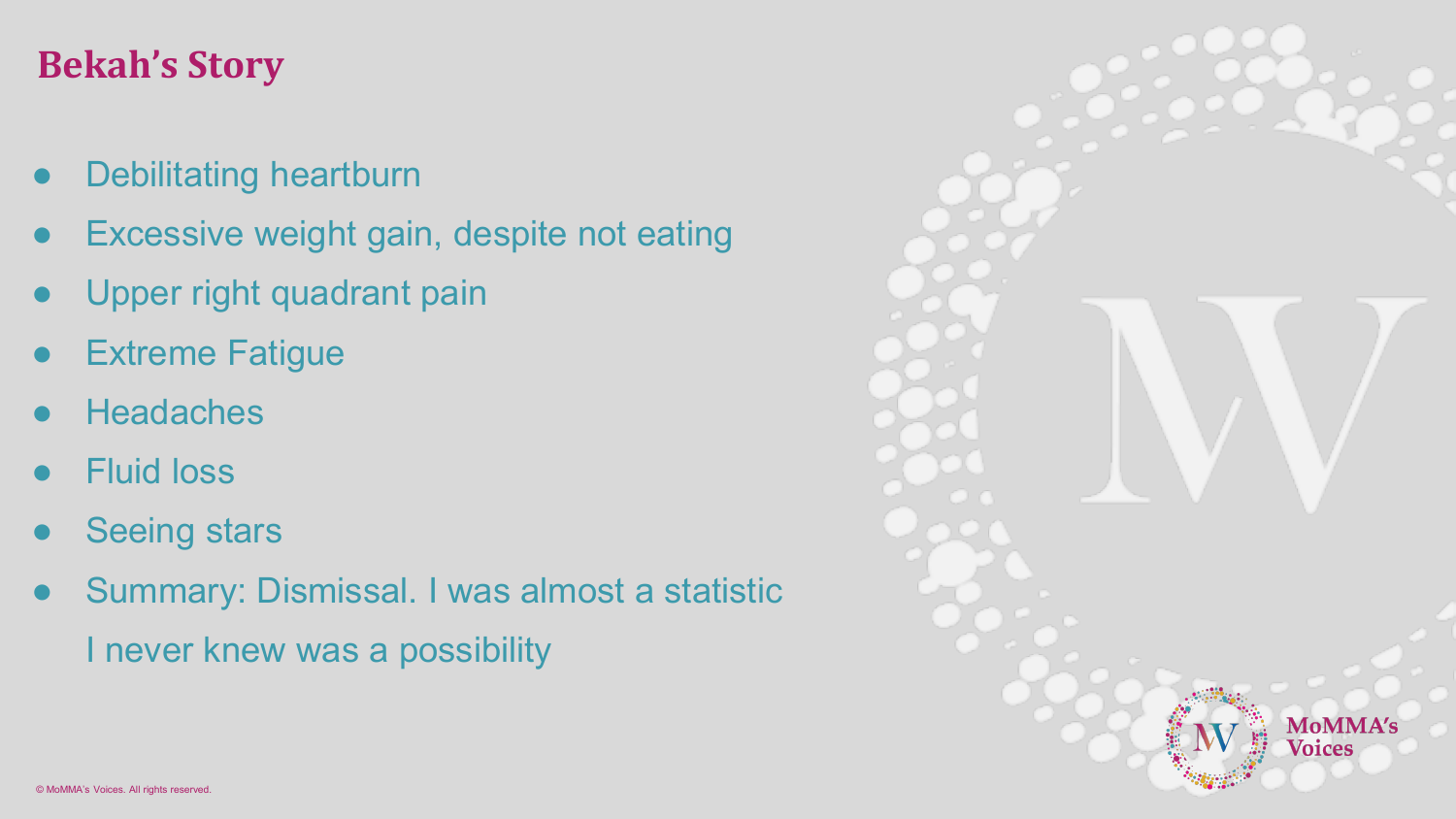## Bekah's Story

- Debilitating heartburn
- Excessive weight gain, despite not eating
- Upper right quadrant pain
- Extreme Fatigue
- Headaches
- Fluid loss
- Seeing stars
- Summary: Dismissal. I was almost a statistic I never knew was a possibility

© MoMMA's Voices. All rights reserved.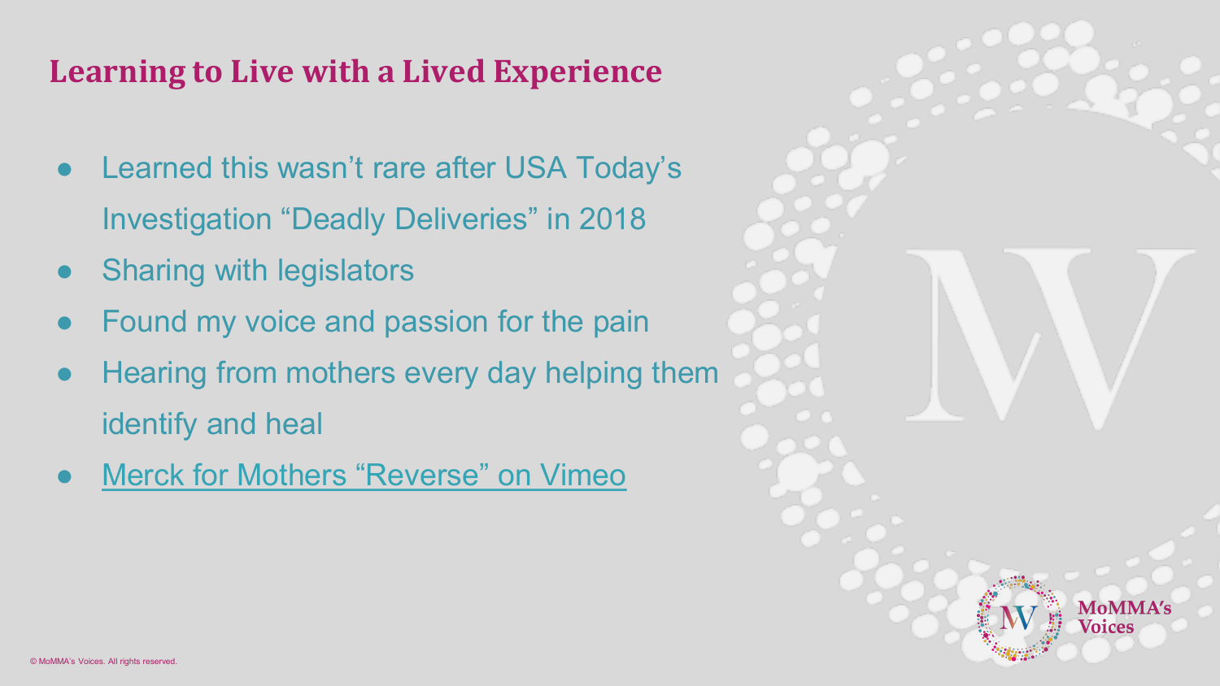## Learning to Live with a Lived Experience

- Learned this wasn't rare after USA Today's Investigation "Deadly Deliveries" in 2018
- Sharing with legislators
- Found my voice and passion for the pain
- Hearing from mothers every day helping them identify and heal
- Merck for Mothers "Reverse" on Vimeo

MoMMA's Voices

© MoMMA's Voices. All rights reserved.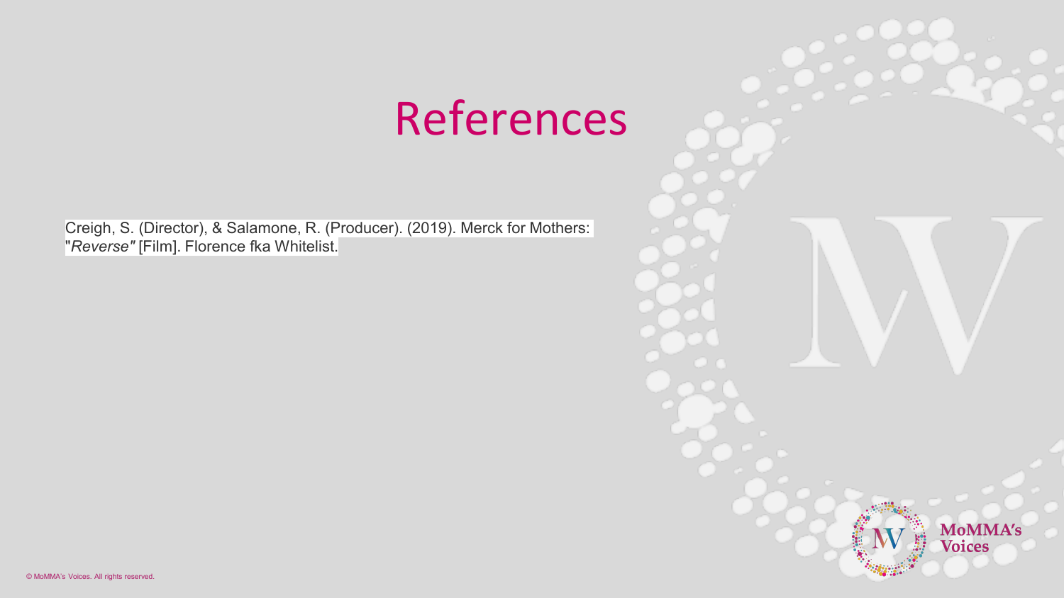# References

Creigh, S. (Director), & Salamone, R. (Producer). (2019). Merck for Mothers: "*Reverse"* [Film]. Florence fka Whitelist.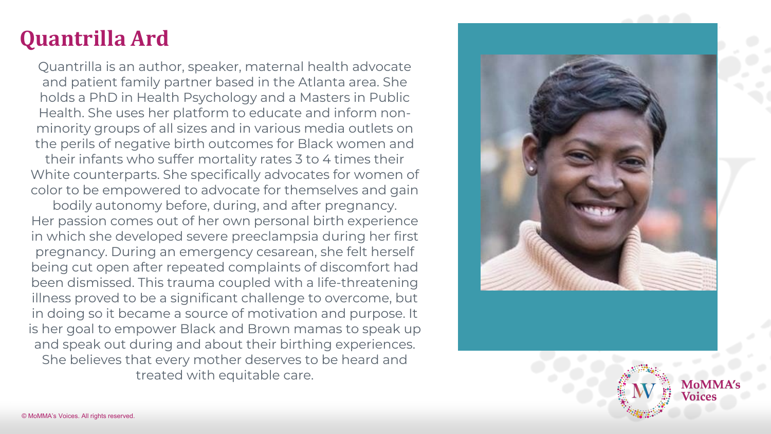# Quantrilla Ard

Quantrilla is an author, speaker, maternal health advocate and patient family partner based in the Atlanta area. She holds a PhD in Health Psychology and a Masters in Public Health. She uses her platform to educate and inform non-minority groups of all sizes and in various media outlets on the perils of negative birth outcomes for Black women and their infants who suffer mortality rates 3 to 4 times their White counterparts. She specifically advocates for women of color to be empowered to advocate for themselves and gain bodily autonomy before, during, and after pregnancy. Her passion comes out of her own personal birth experience in which she developed severe preeclampsia during her first pregnancy. During an emergency cesarean, she felt herself being cut open after repeated complaints of discomfort had been dismissed. This trauma coupled with a life-threatening illness proved to be a significant challenge to overcome, but in doing so it became a source of motivation and purpose. It is her goal to empower Black and Brown mamas to speak up and speak out during and about their birthing experiences. She believes that every mother deserves to be heard and treated with equitable care.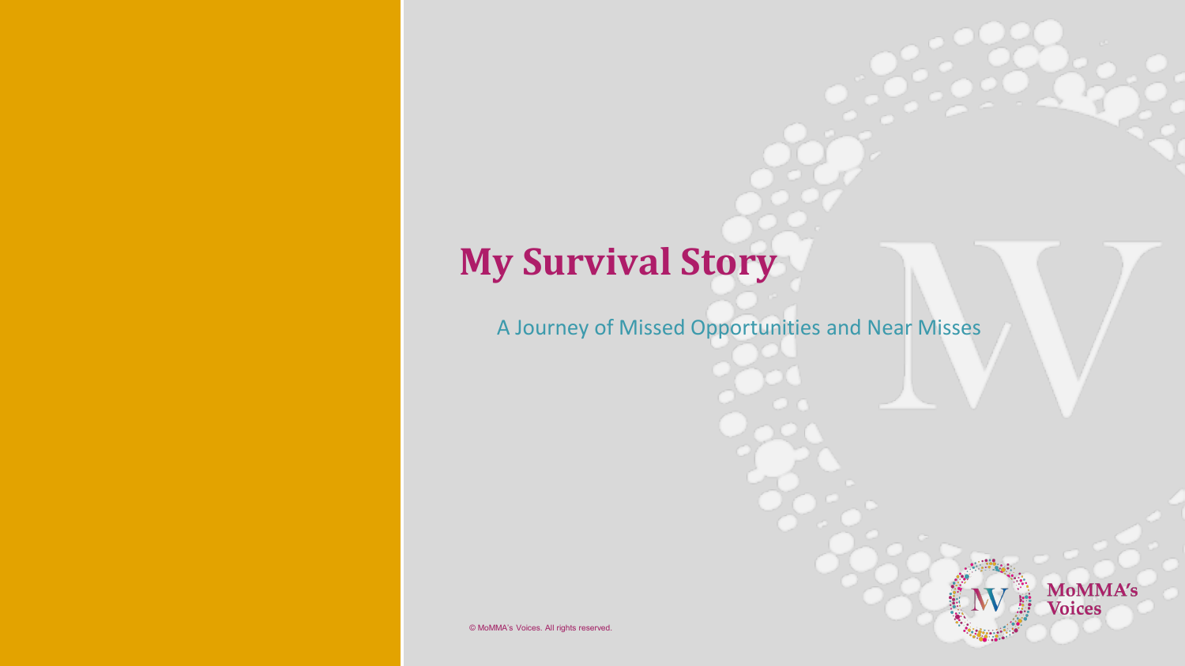# My Survival Story

A Journey of Missed Opportunities and Near Misses

© MoMMA's Voices. All rights reserved.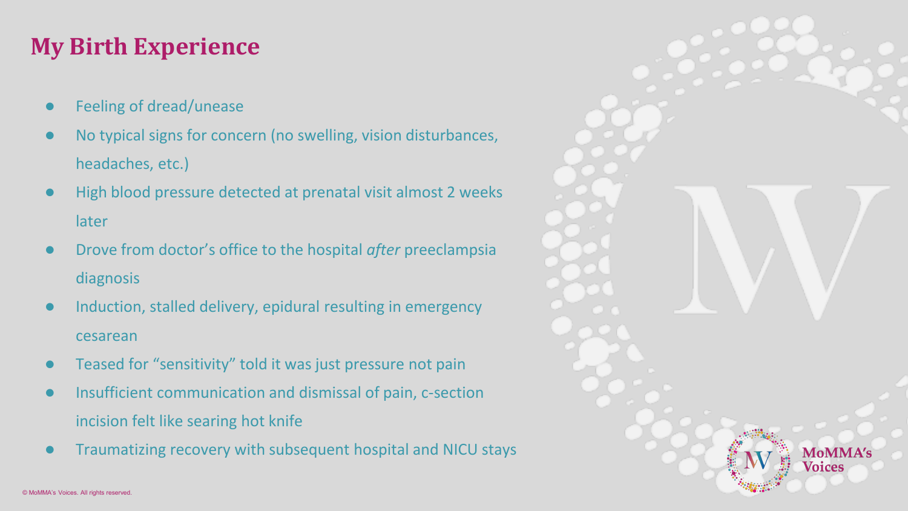# My Birth Experience

- Feeling of dread/unease
- No typical signs for concern (no swelling, vision disturbances, headaches, etc.)
- High blood pressure detected at prenatal visit almost 2 weeks later
- Drove from doctor's office to the hospital *after* preeclampsia diagnosis
- Induction, stalled delivery, epidural resulting in emergency cesarean
- Teased for "sensitivity" told it was just pressure not pain
- Insufficient communication and dismissal of pain, c-section incision felt like searing hot knife
- Traumatizing recovery with subsequent hospital and NICU stays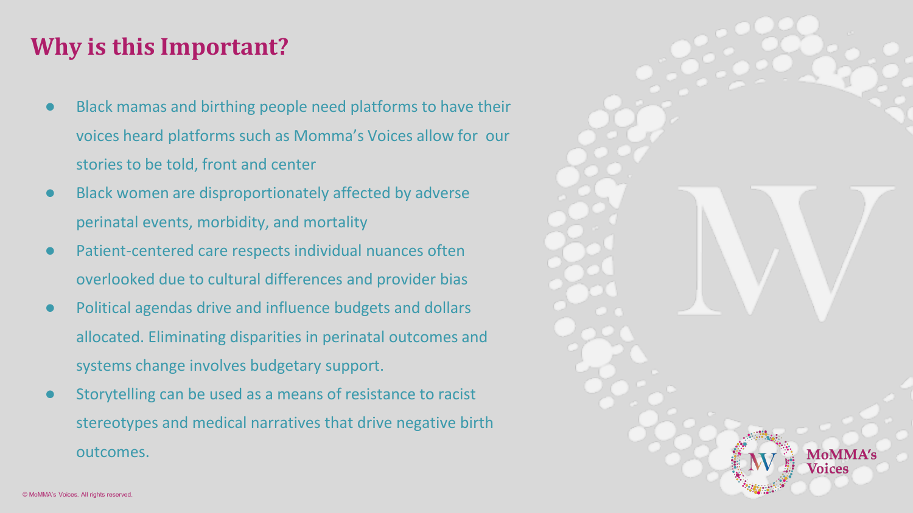## Why is this Important?

- Black mamas and birthing people need platforms to have their voices heard platforms such as Momma's Voices allow for our stories to be told, front and center
- Black women are disproportionately affected by adverse perinatal events, morbidity, and mortality
- Patient-centered care respects individual nuances often overlooked due to cultural differences and provider bias
- Political agendas drive and influence budgets and dollars allocated. Eliminating disparities in perinatal outcomes and systems change involves budgetary support.
- Storytelling can be used as a means of resistance to racist stereotypes and medical narratives that drive negative birth outcomes.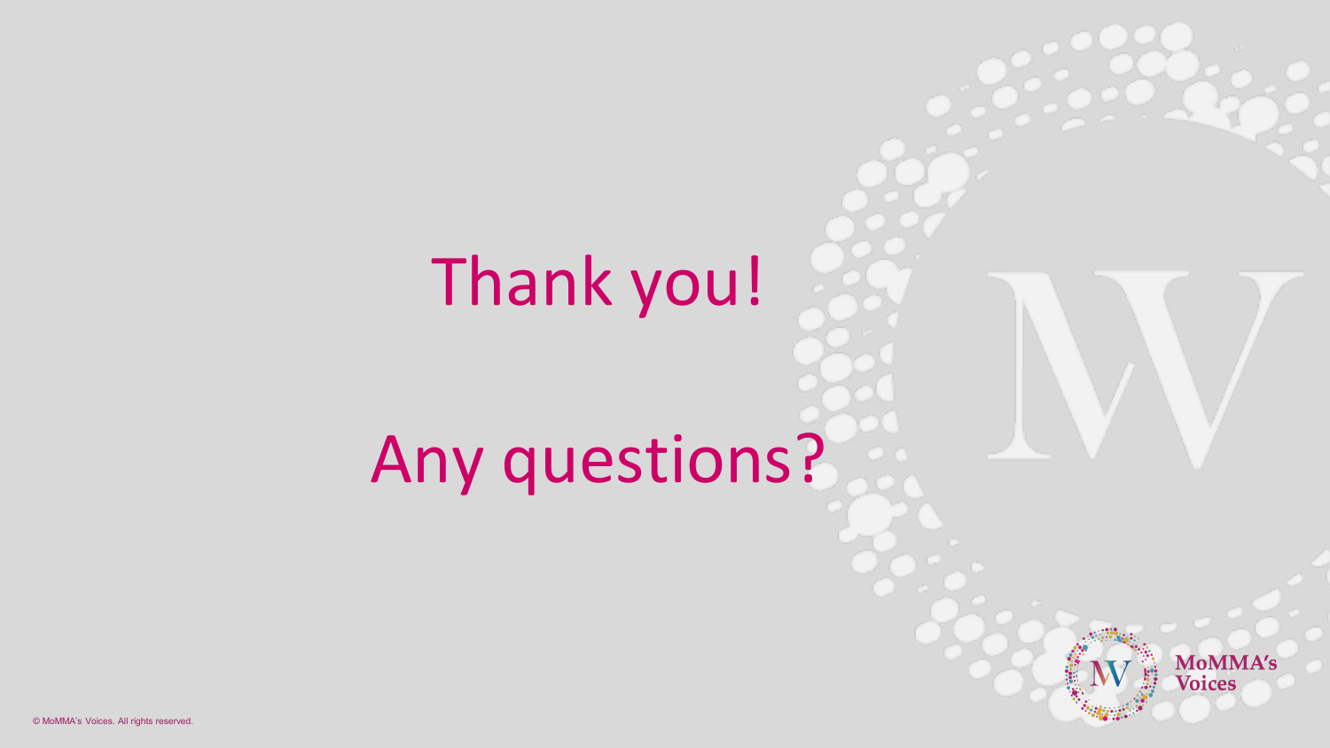# Thank you!

# Any questions?